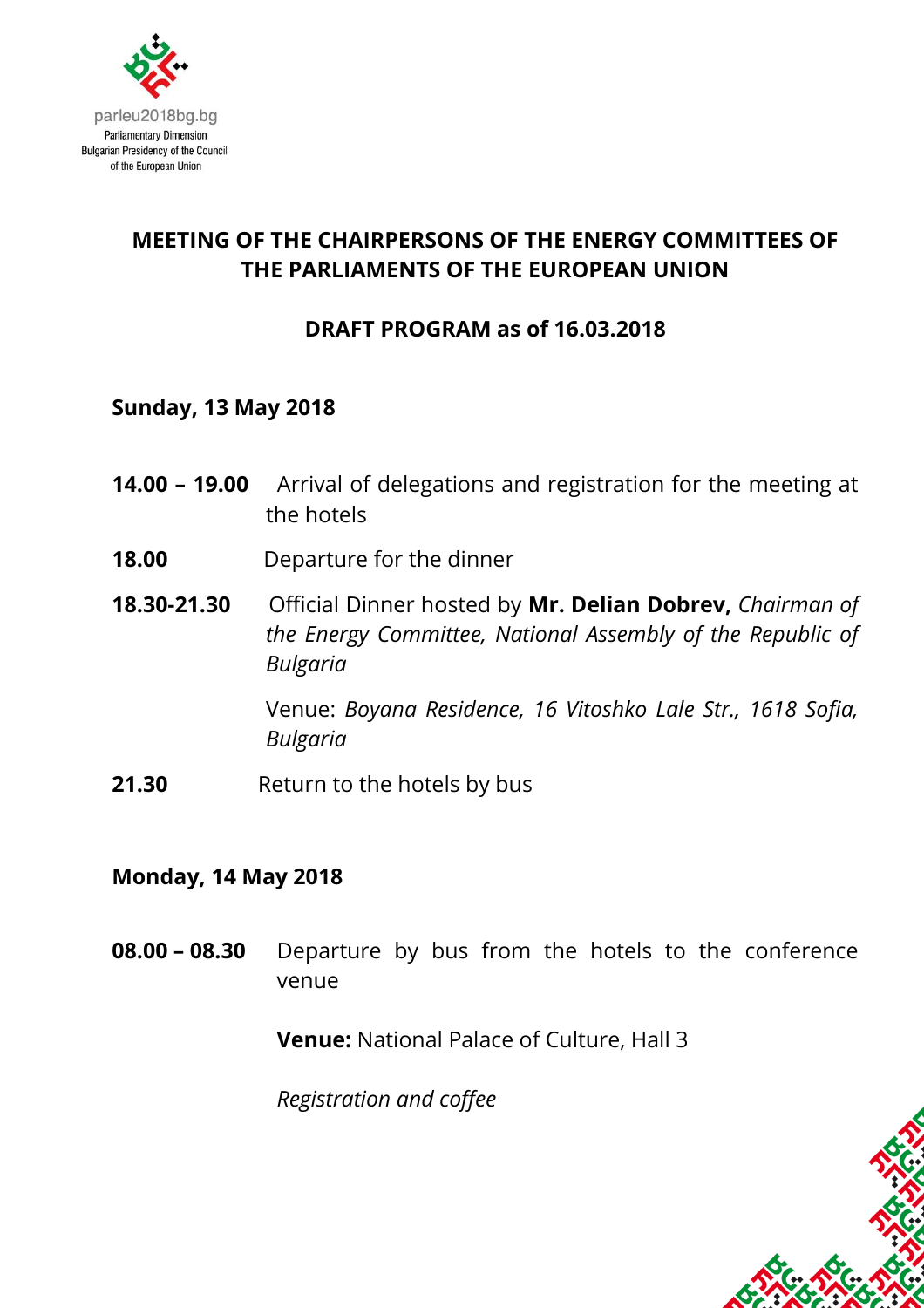parleu2018bg.bg
Parliamentary Dimension
Bulgarian Presidency of the Council of the European Union

## MEETING OF THE CHAIRPERSONS OF THE ENERGY COMMITTEES OF THE PARLIAMENTS OF THE EUROPEAN UNION

### DRAFT PROGRAM as of 16.03.2018

**Sunday, 13 May 2018**

**14.00 – 19.00** Arrival of delegations and registration for the meeting at the hotels

**18.00** Departure for the dinner

**18.30-21.30** Official Dinner hosted by **Mr. Delian Dobrev,** *Chairman of the Energy Committee, National Assembly of the Republic of Bulgaria*

Venue: *Boyana Residence, 16 Vitoshko Lale Str., 1618 Sofia, Bulgaria*

**21.30** Return to the hotels by bus

**Monday, 14 May 2018**

**08.00 – 08.30** Departure by bus from the hotels to the conference venue

**Venue:** National Palace of Culture, Hall 3

*Registration and coffee*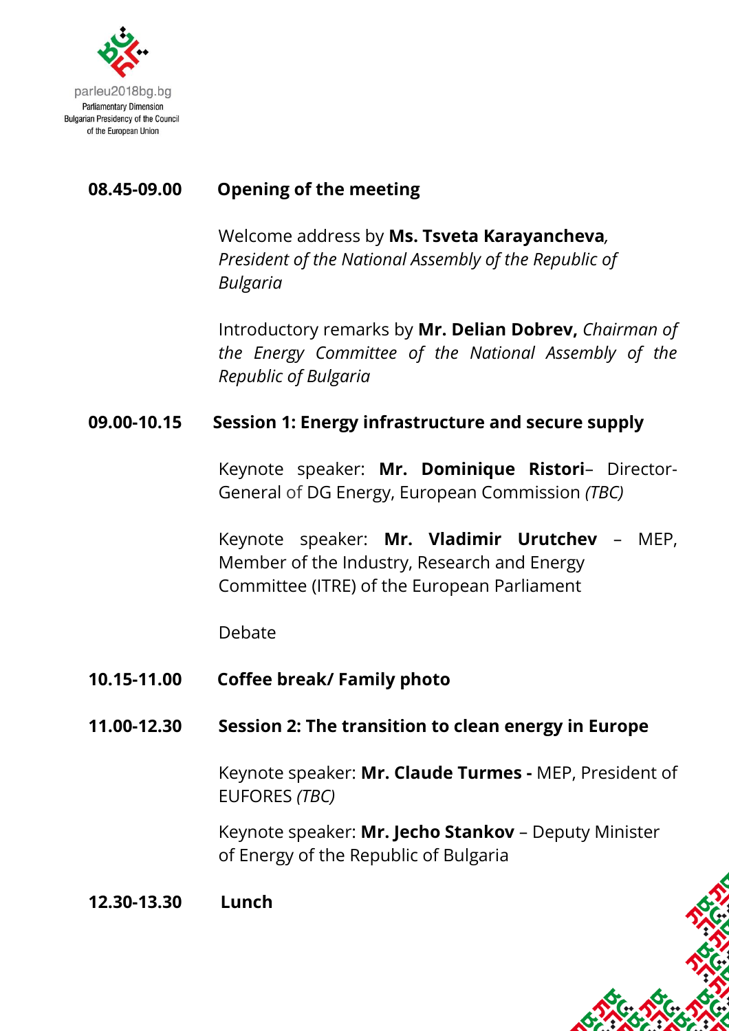**08.45-09.00** **Opening of the meeting**

Welcome address by **Ms. Tsveta Karayancheva***, President of the National Assembly of the Republic of Bulgaria*

Introductory remarks by **Mr. Delian Dobrev,** *Chairman of the Energy Committee of the National Assembly of the Republic of Bulgaria*

**09.00-10.15** **Session 1: Energy infrastructure and secure supply**

Keynote speaker: **Mr. Dominique Ristori**– Director-General of DG Energy, European Commission *(TBC)*

Keynote speaker: **Mr. Vladimir Urutchev** – MEP, Member of the Industry, Research and Energy Committee (ITRE) of the European Parliament

Debate

**10.15-11.00** **Coffee break/ Family photo**

**11.00-12.30** **Session 2: The transition to clean energy in Europe**

Keynote speaker: **Mr. Claude Turmes -** MEP, President of EUFORES *(TBC)*

Keynote speaker: **Mr. Jecho Stankov** – Deputy Minister of Energy of the Republic of Bulgaria

**12.30-13.30** **Lunch**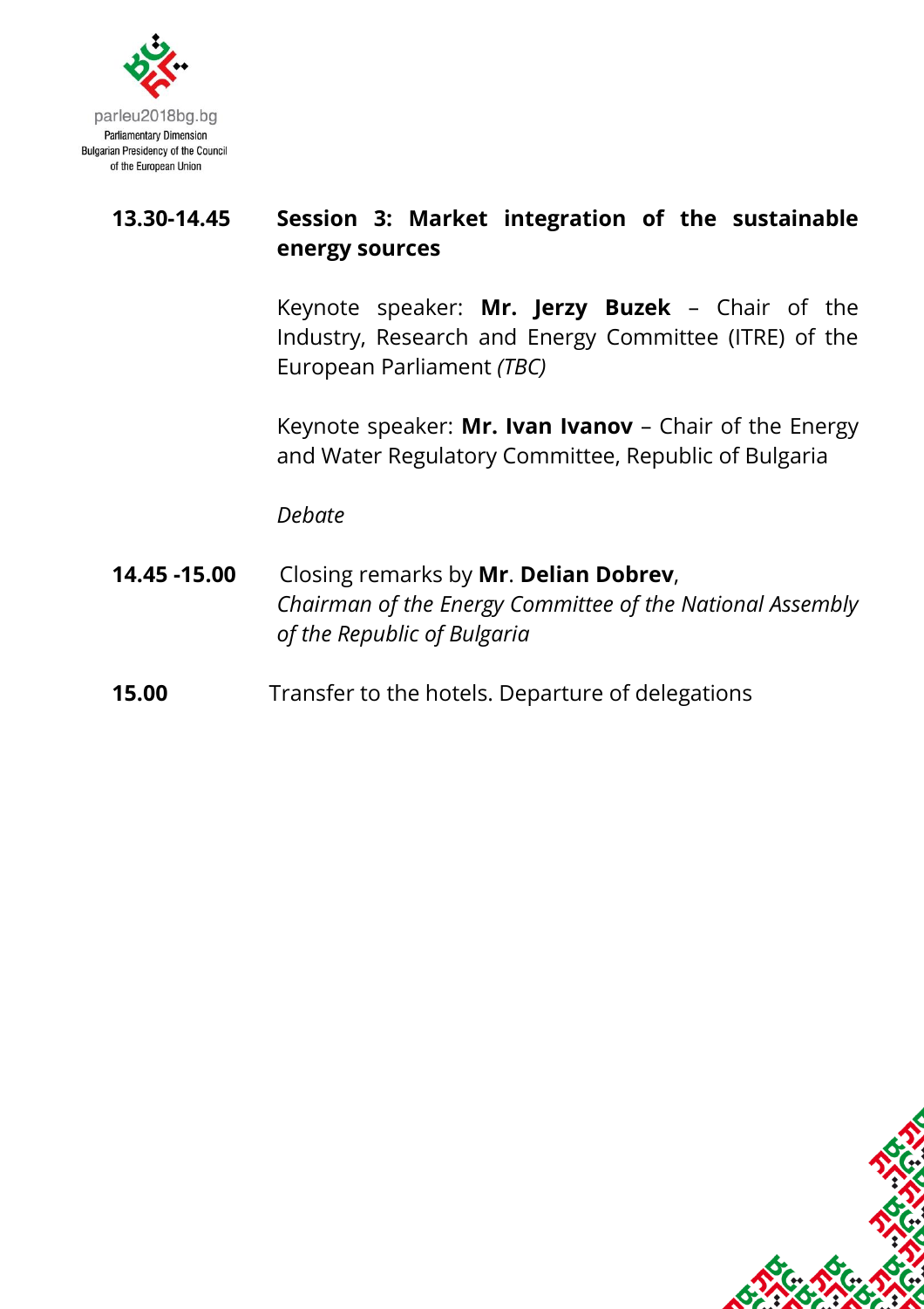**13.30-14.45** **Session 3: Market integration of the sustainable energy sources**

Keynote speaker: **Mr. Jerzy Buzek** – Chair of the Industry, Research and Energy Committee (ITRE) of the European Parliament *(TBC)*

Keynote speaker: **Mr. Ivan Ivanov** – Chair of the Energy and Water Regulatory Committee, Republic of Bulgaria

*Debate*

**14.45 -15.00** Closing remarks by **Mr**. **Delian Dobrev**, *Chairman of the Energy Committee of the National Assembly of the Republic of Bulgaria*

**15.00** Transfer to the hotels. Departure of delegations